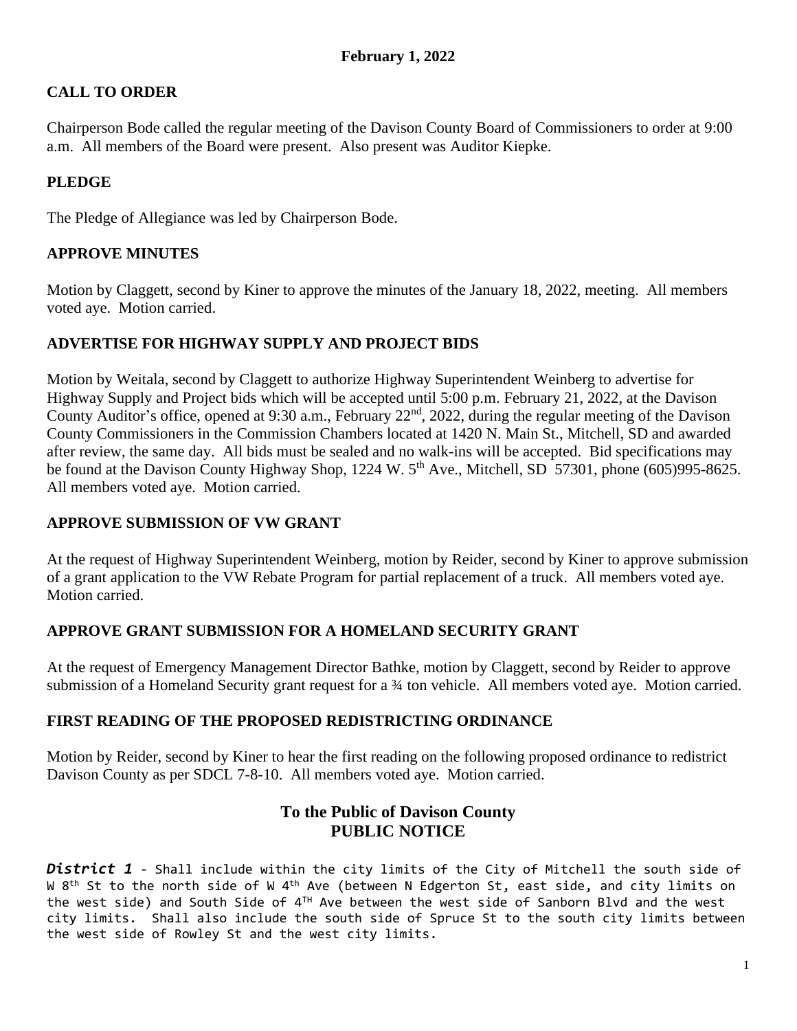**February 1, 2022**

## CALL TO ORDER

Chairperson Bode called the regular meeting of the Davison County Board of Commissioners to order at 9:00 a.m. All members of the Board were present. Also present was Auditor Kiepke.

## PLEDGE

The Pledge of Allegiance was led by Chairperson Bode.

## APPROVE MINUTES

Motion by Claggett, second by Kiner to approve the minutes of the January 18, 2022, meeting. All members voted aye. Motion carried.

## ADVERTISE FOR HIGHWAY SUPPLY AND PROJECT BIDS

Motion by Weitala, second by Claggett to authorize Highway Superintendent Weinberg to advertise for Highway Supply and Project bids which will be accepted until 5:00 p.m. February 21, 2022, at the Davison County Auditor's office, opened at 9:30 a.m., February 22nd, 2022, during the regular meeting of the Davison County Commissioners in the Commission Chambers located at 1420 N. Main St., Mitchell, SD and awarded after review, the same day. All bids must be sealed and no walk-ins will be accepted. Bid specifications may be found at the Davison County Highway Shop, 1224 W. 5th Ave., Mitchell, SD 57301, phone (605)995-8625. All members voted aye. Motion carried.

## APPROVE SUBMISSION OF VW GRANT

At the request of Highway Superintendent Weinberg, motion by Reider, second by Kiner to approve submission of a grant application to the VW Rebate Program for partial replacement of a truck. All members voted aye. Motion carried.

## APPROVE GRANT SUBMISSION FOR A HOMELAND SECURITY GRANT

At the request of Emergency Management Director Bathke, motion by Claggett, second by Reider to approve submission of a Homeland Security grant request for a ¾ ton vehicle. All members voted aye. Motion carried.

## FIRST READING OF THE PROPOSED REDISTRICTING ORDINANCE

Motion by Reider, second by Kiner to hear the first reading on the following proposed ordinance to redistrict Davison County as per SDCL 7-8-10. All members voted aye. Motion carried.

### To the Public of Davison County
### PUBLIC NOTICE

***District 1*** - Shall include within the city limits of the City of Mitchell the south side of W 8th St to the north side of W 4th Ave (between N Edgerton St, east side, and city limits on the west side) and South Side of 4TH Ave between the west side of Sanborn Blvd and the west city limits. Shall also include the south side of Spruce St to the south city limits between the west side of Rowley St and the west city limits.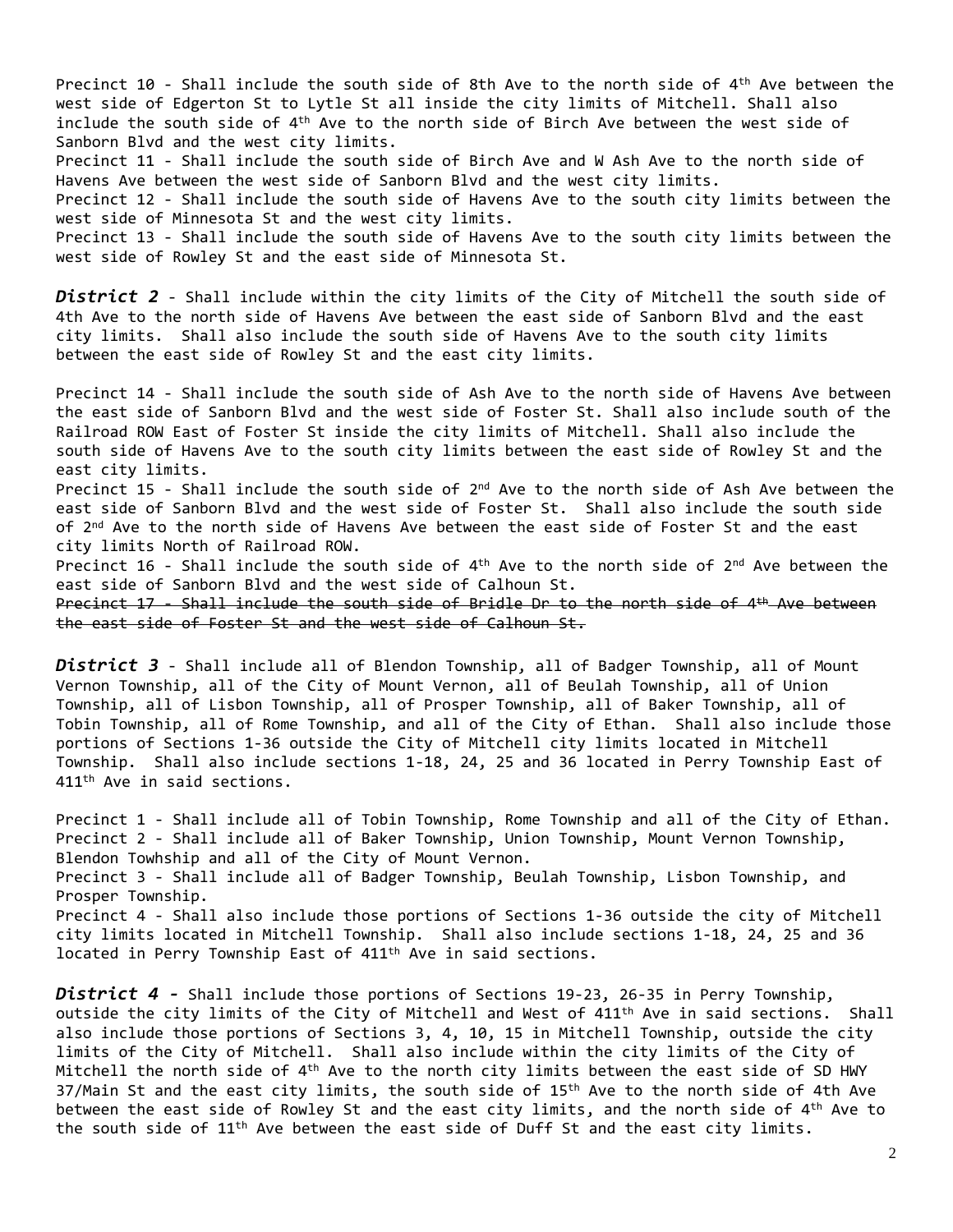Precinct 10 - Shall include the south side of 8th Ave to the north side of 4th Ave between the west side of Edgerton St to Lytle St all inside the city limits of Mitchell. Shall also include the south side of 4th Ave to the north side of Birch Ave between the west side of Sanborn Blvd and the west city limits.
Precinct 11 - Shall include the south side of Birch Ave and W Ash Ave to the north side of Havens Ave between the west side of Sanborn Blvd and the west city limits.
Precinct 12 - Shall include the south side of Havens Ave to the south city limits between the west side of Minnesota St and the west city limits.
Precinct 13 - Shall include the south side of Havens Ave to the south city limits between the west side of Rowley St and the east side of Minnesota St.

***District 2*** - Shall include within the city limits of the City of Mitchell the south side of 4th Ave to the north side of Havens Ave between the east side of Sanborn Blvd and the east city limits. Shall also include the south side of Havens Ave to the south city limits between the east side of Rowley St and the east city limits.

Precinct 14 - Shall include the south side of Ash Ave to the north side of Havens Ave between the east side of Sanborn Blvd and the west side of Foster St. Shall also include south of the Railroad ROW East of Foster St inside the city limits of Mitchell. Shall also include the south side of Havens Ave to the south city limits between the east side of Rowley St and the east city limits.
Precinct 15 - Shall include the south side of 2nd Ave to the north side of Ash Ave between the east side of Sanborn Blvd and the west side of Foster St. Shall also include the south side of 2nd Ave to the north side of Havens Ave between the east side of Foster St and the east city limits North of Railroad ROW.
Precinct 16 - Shall include the south side of 4th Ave to the north side of 2nd Ave between the east side of Sanborn Blvd and the west side of Calhoun St.
~~Precinct 17 - Shall include the south side of Bridle Dr to the north side of 4th Ave between the east side of Foster St and the west side of Calhoun St.~~

***District 3*** - Shall include all of Blendon Township, all of Badger Township, all of Mount Vernon Township, all of the City of Mount Vernon, all of Beulah Township, all of Union Township, all of Lisbon Township, all of Prosper Township, all of Baker Township, all of Tobin Township, all of Rome Township, and all of the City of Ethan. Shall also include those portions of Sections 1-36 outside the City of Mitchell city limits located in Mitchell Township. Shall also include sections 1-18, 24, 25 and 36 located in Perry Township East of 411th Ave in said sections.

Precinct 1 - Shall include all of Tobin Township, Rome Township and all of the City of Ethan.
Precinct 2 - Shall include all of Baker Township, Union Township, Mount Vernon Township, Blendon Towhship and all of the City of Mount Vernon.
Precinct 3 - Shall include all of Badger Township, Beulah Township, Lisbon Township, and Prosper Township.
Precinct 4 - Shall also include those portions of Sections 1-36 outside the city of Mitchell city limits located in Mitchell Township. Shall also include sections 1-18, 24, 25 and 36 located in Perry Township East of 411th Ave in said sections.

***District 4 -*** Shall include those portions of Sections 19-23, 26-35 in Perry Township, outside the city limits of the City of Mitchell and West of 411th Ave in said sections. Shall also include those portions of Sections 3, 4, 10, 15 in Mitchell Township, outside the city limits of the City of Mitchell. Shall also include within the city limits of the City of Mitchell the north side of 4th Ave to the north city limits between the east side of SD HWY 37/Main St and the east city limits, the south side of 15th Ave to the north side of 4th Ave between the east side of Rowley St and the east city limits, and the north side of 4th Ave to the south side of 11th Ave between the east side of Duff St and the east city limits.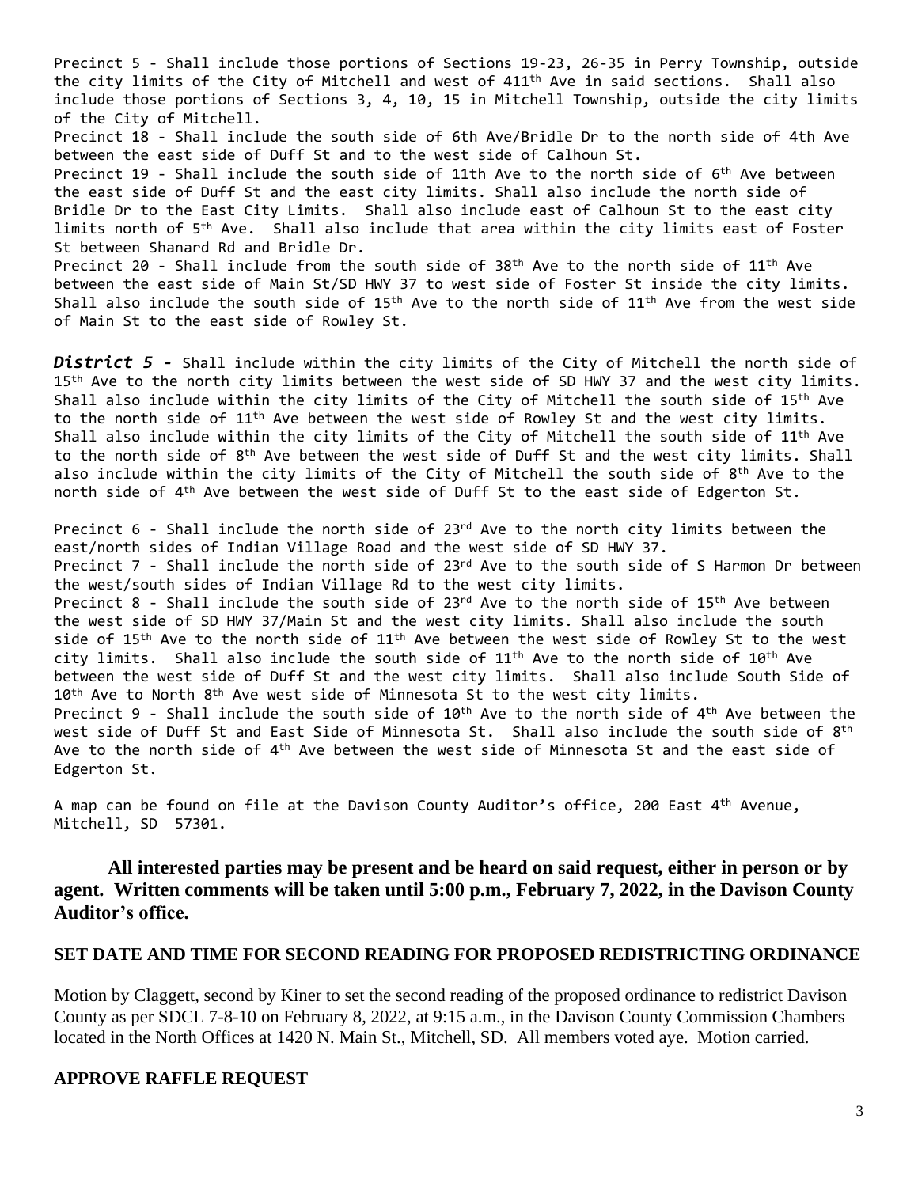Precinct 5 - Shall include those portions of Sections 19-23, 26-35 in Perry Township, outside the city limits of the City of Mitchell and west of 411th Ave in said sections. Shall also include those portions of Sections 3, 4, 10, 15 in Mitchell Township, outside the city limits of the City of Mitchell.

Precinct 18 - Shall include the south side of 6th Ave/Bridle Dr to the north side of 4th Ave between the east side of Duff St and to the west side of Calhoun St.

Precinct 19 - Shall include the south side of 11th Ave to the north side of 6th Ave between the east side of Duff St and the east city limits. Shall also include the north side of Bridle Dr to the East City Limits. Shall also include east of Calhoun St to the east city limits north of 5th Ave. Shall also include that area within the city limits east of Foster St between Shanard Rd and Bridle Dr.

Precinct 20 - Shall include from the south side of 38th Ave to the north side of 11th Ave between the east side of Main St/SD HWY 37 to west side of Foster St inside the city limits. Shall also include the south side of 15th Ave to the north side of 11th Ave from the west side of Main St to the east side of Rowley St.

***District 5 -*** Shall include within the city limits of the City of Mitchell the north side of 15th Ave to the north city limits between the west side of SD HWY 37 and the west city limits. Shall also include within the city limits of the City of Mitchell the south side of 15th Ave to the north side of 11th Ave between the west side of Rowley St and the west city limits. Shall also include within the city limits of the City of Mitchell the south side of 11th Ave to the north side of 8th Ave between the west side of Duff St and the west city limits. Shall also include within the city limits of the City of Mitchell the south side of 8th Ave to the north side of 4th Ave between the west side of Duff St to the east side of Edgerton St.

Precinct 6 - Shall include the north side of 23rd Ave to the north city limits between the east/north sides of Indian Village Road and the west side of SD HWY 37.

Precinct 7 - Shall include the north side of 23rd Ave to the south side of S Harmon Dr between the west/south sides of Indian Village Rd to the west city limits.

Precinct 8 - Shall include the south side of 23rd Ave to the north side of 15th Ave between the west side of SD HWY 37/Main St and the west city limits. Shall also include the south side of 15th Ave to the north side of 11th Ave between the west side of Rowley St to the west city limits. Shall also include the south side of 11th Ave to the north side of 10th Ave between the west side of Duff St and the west city limits. Shall also include South Side of 10th Ave to North 8th Ave west side of Minnesota St to the west city limits.

Precinct 9 - Shall include the south side of 10th Ave to the north side of 4th Ave between the west side of Duff St and East Side of Minnesota St. Shall also include the south side of 8th Ave to the north side of 4th Ave between the west side of Minnesota St and the east side of Edgerton St.

A map can be found on file at the Davison County Auditor's office, 200 East 4th Avenue, Mitchell, SD 57301.

**All interested parties may be present and be heard on said request, either in person or by agent. Written comments will be taken until 5:00 p.m., February 7, 2022, in the Davison County Auditor's office.**

## SET DATE AND TIME FOR SECOND READING FOR PROPOSED REDISTRICTING ORDINANCE

Motion by Claggett, second by Kiner to set the second reading of the proposed ordinance to redistrict Davison County as per SDCL 7-8-10 on February 8, 2022, at 9:15 a.m., in the Davison County Commission Chambers located in the North Offices at 1420 N. Main St., Mitchell, SD. All members voted aye. Motion carried.

## APPROVE RAFFLE REQUEST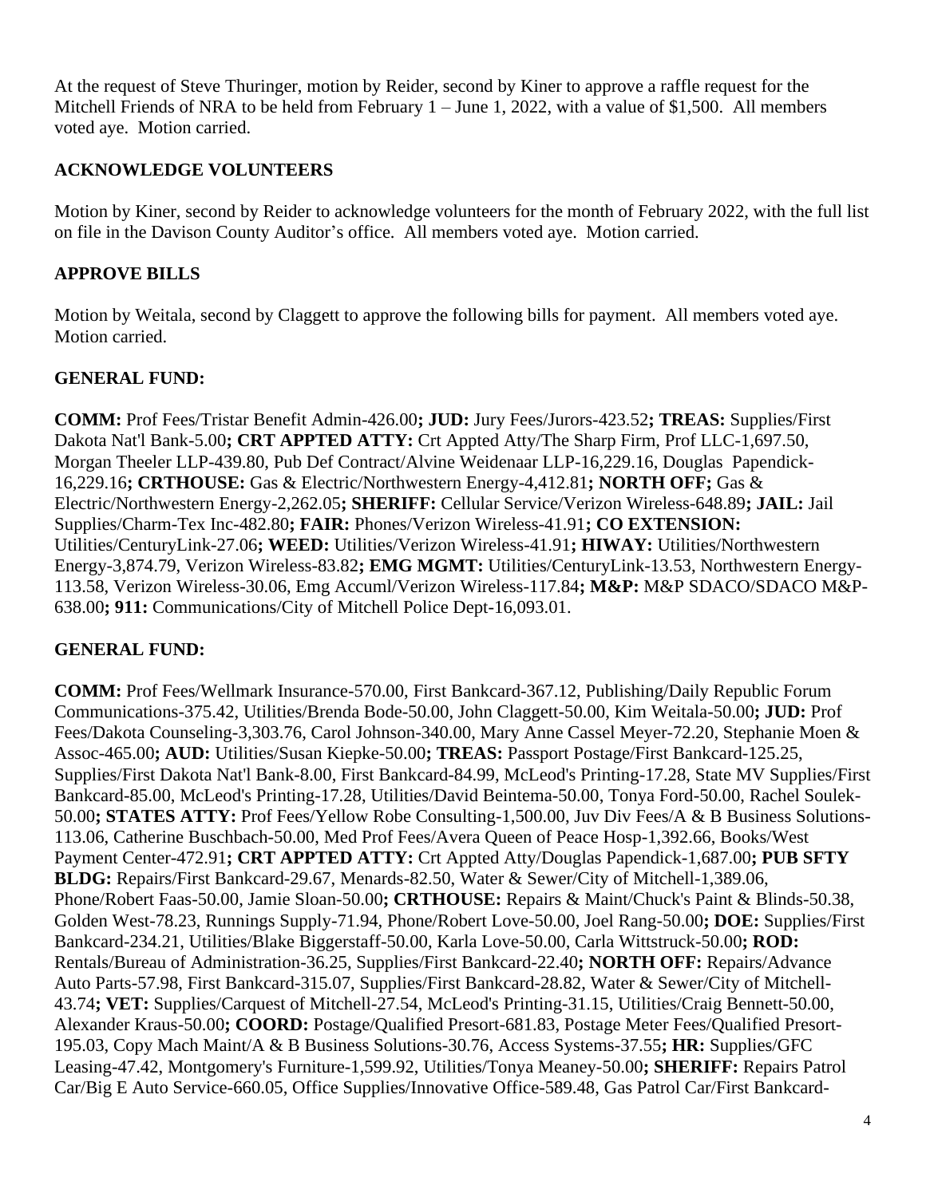At the request of Steve Thuringer, motion by Reider, second by Kiner to approve a raffle request for the Mitchell Friends of NRA to be held from February 1 – June 1, 2022, with a value of $1,500. All members voted aye. Motion carried.

## ACKNOWLEDGE VOLUNTEERS

Motion by Kiner, second by Reider to acknowledge volunteers for the month of February 2022, with the full list on file in the Davison County Auditor's office. All members voted aye. Motion carried.

## APPROVE BILLS

Motion by Weitala, second by Claggett to approve the following bills for payment. All members voted aye. Motion carried.

## GENERAL FUND:

**COMM:** Prof Fees/Tristar Benefit Admin-426.00**; JUD:** Jury Fees/Jurors-423.52**; TREAS:** Supplies/First Dakota Nat'l Bank-5.00**; CRT APPTED ATTY:** Crt Appted Atty/The Sharp Firm, Prof LLC-1,697.50, Morgan Theeler LLP-439.80, Pub Def Contract/Alvine Weidenaar LLP-16,229.16, Douglas Papendick-16,229.16**; CRTHOUSE:** Gas & Electric/Northwestern Energy-4,412.81**; NORTH OFF;** Gas & Electric/Northwestern Energy-2,262.05**; SHERIFF:** Cellular Service/Verizon Wireless-648.89**; JAIL:** Jail Supplies/Charm-Tex Inc-482.80**; FAIR:** Phones/Verizon Wireless-41.91**; CO EXTENSION:** Utilities/CenturyLink-27.06**; WEED:** Utilities/Verizon Wireless-41.91**; HIWAY:** Utilities/Northwestern Energy-3,874.79, Verizon Wireless-83.82**; EMG MGMT:** Utilities/CenturyLink-13.53, Northwestern Energy-113.58, Verizon Wireless-30.06, Emg Accuml/Verizon Wireless-117.84**; M&P:** M&P SDACO/SDACO M&P-638.00**; 911:** Communications/City of Mitchell Police Dept-16,093.01.

## GENERAL FUND:

**COMM:** Prof Fees/Wellmark Insurance-570.00, First Bankcard-367.12, Publishing/Daily Republic Forum Communications-375.42, Utilities/Brenda Bode-50.00, John Claggett-50.00, Kim Weitala-50.00**; JUD:** Prof Fees/Dakota Counseling-3,303.76, Carol Johnson-340.00, Mary Anne Cassel Meyer-72.20, Stephanie Moen & Assoc-465.00**; AUD:** Utilities/Susan Kiepke-50.00**; TREAS:** Passport Postage/First Bankcard-125.25, Supplies/First Dakota Nat'l Bank-8.00, First Bankcard-84.99, McLeod's Printing-17.28, State MV Supplies/First Bankcard-85.00, McLeod's Printing-17.28, Utilities/David Beintema-50.00, Tonya Ford-50.00, Rachel Soulek-50.00**; STATES ATTY:** Prof Fees/Yellow Robe Consulting-1,500.00, Juv Div Fees/A & B Business Solutions-113.06, Catherine Buschbach-50.00, Med Prof Fees/Avera Queen of Peace Hosp-1,392.66, Books/West Payment Center-472.91**; CRT APPTED ATTY:** Crt Appted Atty/Douglas Papendick-1,687.00**; PUB SFTY BLDG:** Repairs/First Bankcard-29.67, Menards-82.50, Water & Sewer/City of Mitchell-1,389.06, Phone/Robert Faas-50.00, Jamie Sloan-50.00**; CRTHOUSE:** Repairs & Maint/Chuck's Paint & Blinds-50.38, Golden West-78.23, Runnings Supply-71.94, Phone/Robert Love-50.00, Joel Rang-50.00**; DOE:** Supplies/First Bankcard-234.21, Utilities/Blake Biggerstaff-50.00, Karla Love-50.00, Carla Wittstruck-50.00**; ROD:** Rentals/Bureau of Administration-36.25, Supplies/First Bankcard-22.40**; NORTH OFF:** Repairs/Advance Auto Parts-57.98, First Bankcard-315.07, Supplies/First Bankcard-28.82, Water & Sewer/City of Mitchell-43.74**; VET:** Supplies/Carquest of Mitchell-27.54, McLeod's Printing-31.15, Utilities/Craig Bennett-50.00, Alexander Kraus-50.00**; COORD:** Postage/Qualified Presort-681.83, Postage Meter Fees/Qualified Presort-195.03, Copy Mach Maint/A & B Business Solutions-30.76, Access Systems-37.55**; HR:** Supplies/GFC Leasing-47.42, Montgomery's Furniture-1,599.92, Utilities/Tonya Meaney-50.00**; SHERIFF:** Repairs Patrol Car/Big E Auto Service-660.05, Office Supplies/Innovative Office-589.48, Gas Patrol Car/First Bankcard-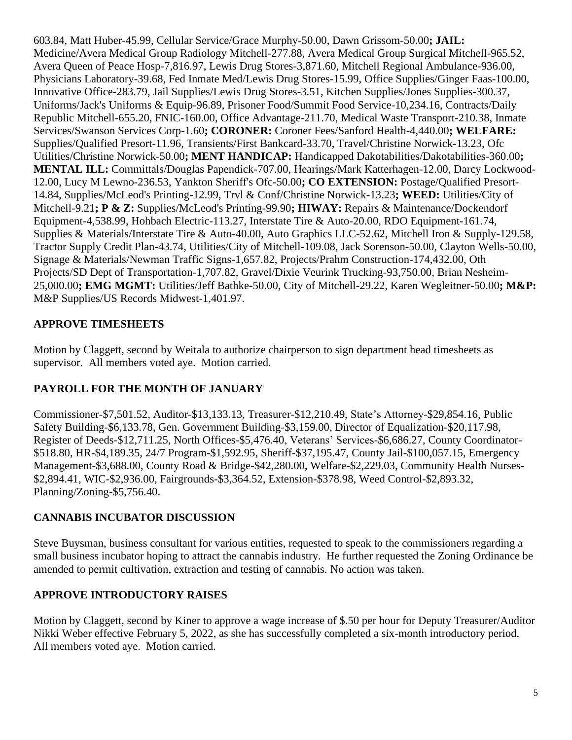603.84, Matt Huber-45.99, Cellular Service/Grace Murphy-50.00, Dawn Grissom-50.00**; JAIL:** Medicine/Avera Medical Group Radiology Mitchell-277.88, Avera Medical Group Surgical Mitchell-965.52, Avera Queen of Peace Hosp-7,816.97, Lewis Drug Stores-3,871.60, Mitchell Regional Ambulance-936.00, Physicians Laboratory-39.68, Fed Inmate Med/Lewis Drug Stores-15.99, Office Supplies/Ginger Faas-100.00, Innovative Office-283.79, Jail Supplies/Lewis Drug Stores-3.51, Kitchen Supplies/Jones Supplies-300.37, Uniforms/Jack's Uniforms & Equip-96.89, Prisoner Food/Summit Food Service-10,234.16, Contracts/Daily Republic Mitchell-655.20, FNIC-160.00, Office Advantage-211.70, Medical Waste Transport-210.38, Inmate Services/Swanson Services Corp-1.60**; CORONER:** Coroner Fees/Sanford Health-4,440.00**; WELFARE:** Supplies/Qualified Presort-11.96, Transients/First Bankcard-33.70, Travel/Christine Norwick-13.23, Ofc Utilities/Christine Norwick-50.00**; MENT HANDICAP:** Handicapped Dakotabilities/Dakotabilities-360.00**; MENTAL ILL:** Committals/Douglas Papendick-707.00, Hearings/Mark Katterhagen-12.00, Darcy Lockwood-12.00, Lucy M Lewno-236.53, Yankton Sheriff's Ofc-50.00**; CO EXTENSION:** Postage/Qualified Presort-14.84, Supplies/McLeod's Printing-12.99, Trvl & Conf/Christine Norwick-13.23**; WEED:** Utilities/City of Mitchell-9.21**; P & Z:** Supplies/McLeod's Printing-99.90**; HIWAY:** Repairs & Maintenance/Dockendorf Equipment-4,538.99, Hohbach Electric-113.27, Interstate Tire & Auto-20.00, RDO Equipment-161.74, Supplies & Materials/Interstate Tire & Auto-40.00, Auto Graphics LLC-52.62, Mitchell Iron & Supply-129.58, Tractor Supply Credit Plan-43.74, Utilities/City of Mitchell-109.08, Jack Sorenson-50.00, Clayton Wells-50.00, Signage & Materials/Newman Traffic Signs-1,657.82, Projects/Prahm Construction-174,432.00, Oth Projects/SD Dept of Transportation-1,707.82, Gravel/Dixie Veurink Trucking-93,750.00, Brian Nesheim-25,000.00**; EMG MGMT:** Utilities/Jeff Bathke-50.00, City of Mitchell-29.22, Karen Wegleitner-50.00**; M&P:** M&P Supplies/US Records Midwest-1,401.97.

## APPROVE TIMESHEETS

Motion by Claggett, second by Weitala to authorize chairperson to sign department head timesheets as supervisor. All members voted aye. Motion carried.

## PAYROLL FOR THE MONTH OF JANUARY

Commissioner-$7,501.52, Auditor-$13,133.13, Treasurer-$12,210.49, State's Attorney-$29,854.16, Public Safety Building-$6,133.78, Gen. Government Building-$3,159.00, Director of Equalization-$20,117.98, Register of Deeds-$12,711.25, North Offices-$5,476.40, Veterans' Services-$6,686.27, County Coordinator-$518.80, HR-$4,189.35, 24/7 Program-$1,592.95, Sheriff-$37,195.47, County Jail-$100,057.15, Emergency Management-$3,688.00, County Road & Bridge-$42,280.00, Welfare-$2,229.03, Community Health Nurses-$2,894.41, WIC-$2,936.00, Fairgrounds-$3,364.52, Extension-$378.98, Weed Control-$2,893.32, Planning/Zoning-$5,756.40.

## CANNABIS INCUBATOR DISCUSSION

Steve Buysman, business consultant for various entities, requested to speak to the commissioners regarding a small business incubator hoping to attract the cannabis industry. He further requested the Zoning Ordinance be amended to permit cultivation, extraction and testing of cannabis. No action was taken.

## APPROVE INTRODUCTORY RAISES

Motion by Claggett, second by Kiner to approve a wage increase of $.50 per hour for Deputy Treasurer/Auditor Nikki Weber effective February 5, 2022, as she has successfully completed a six-month introductory period. All members voted aye. Motion carried.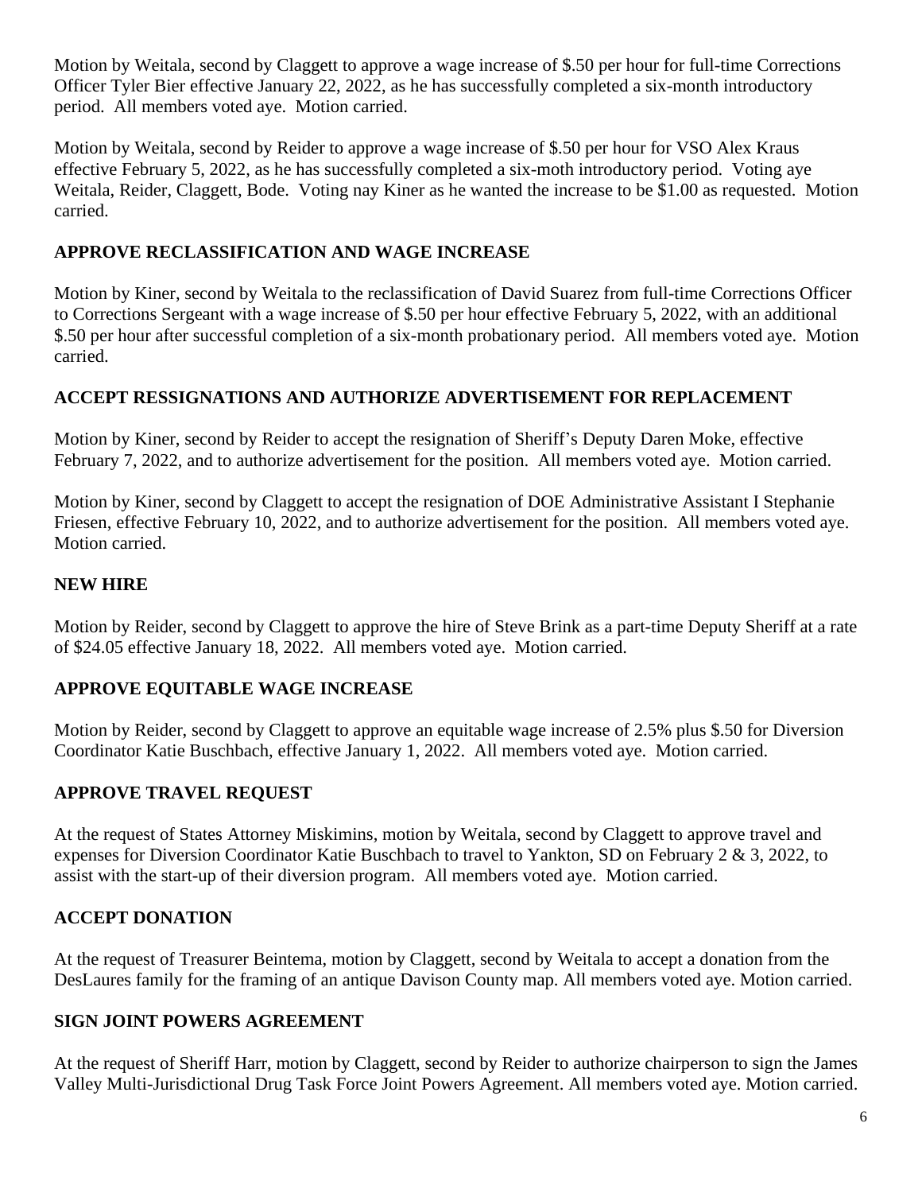Motion by Weitala, second by Claggett to approve a wage increase of $.50 per hour for full-time Corrections Officer Tyler Bier effective January 22, 2022, as he has successfully completed a six-month introductory period. All members voted aye. Motion carried.

Motion by Weitala, second by Reider to approve a wage increase of $.50 per hour for VSO Alex Kraus effective February 5, 2022, as he has successfully completed a six-moth introductory period. Voting aye Weitala, Reider, Claggett, Bode. Voting nay Kiner as he wanted the increase to be $1.00 as requested. Motion carried.

## APPROVE RECLASSIFICATION AND WAGE INCREASE

Motion by Kiner, second by Weitala to the reclassification of David Suarez from full-time Corrections Officer to Corrections Sergeant with a wage increase of $.50 per hour effective February 5, 2022, with an additional $.50 per hour after successful completion of a six-month probationary period. All members voted aye. Motion carried.

## ACCEPT RESSIGNATIONS AND AUTHORIZE ADVERTISEMENT FOR REPLACEMENT

Motion by Kiner, second by Reider to accept the resignation of Sheriff's Deputy Daren Moke, effective February 7, 2022, and to authorize advertisement for the position. All members voted aye. Motion carried.

Motion by Kiner, second by Claggett to accept the resignation of DOE Administrative Assistant I Stephanie Friesen, effective February 10, 2022, and to authorize advertisement for the position. All members voted aye. Motion carried.

## NEW HIRE

Motion by Reider, second by Claggett to approve the hire of Steve Brink as a part-time Deputy Sheriff at a rate of $24.05 effective January 18, 2022. All members voted aye. Motion carried.

## APPROVE EQUITABLE WAGE INCREASE

Motion by Reider, second by Claggett to approve an equitable wage increase of 2.5% plus $.50 for Diversion Coordinator Katie Buschbach, effective January 1, 2022. All members voted aye. Motion carried.

## APPROVE TRAVEL REQUEST

At the request of States Attorney Miskimins, motion by Weitala, second by Claggett to approve travel and expenses for Diversion Coordinator Katie Buschbach to travel to Yankton, SD on February 2 & 3, 2022, to assist with the start-up of their diversion program. All members voted aye. Motion carried.

## ACCEPT DONATION

At the request of Treasurer Beintema, motion by Claggett, second by Weitala to accept a donation from the DesLaures family for the framing of an antique Davison County map. All members voted aye. Motion carried.

## SIGN JOINT POWERS AGREEMENT

At the request of Sheriff Harr, motion by Claggett, second by Reider to authorize chairperson to sign the James Valley Multi-Jurisdictional Drug Task Force Joint Powers Agreement. All members voted aye. Motion carried.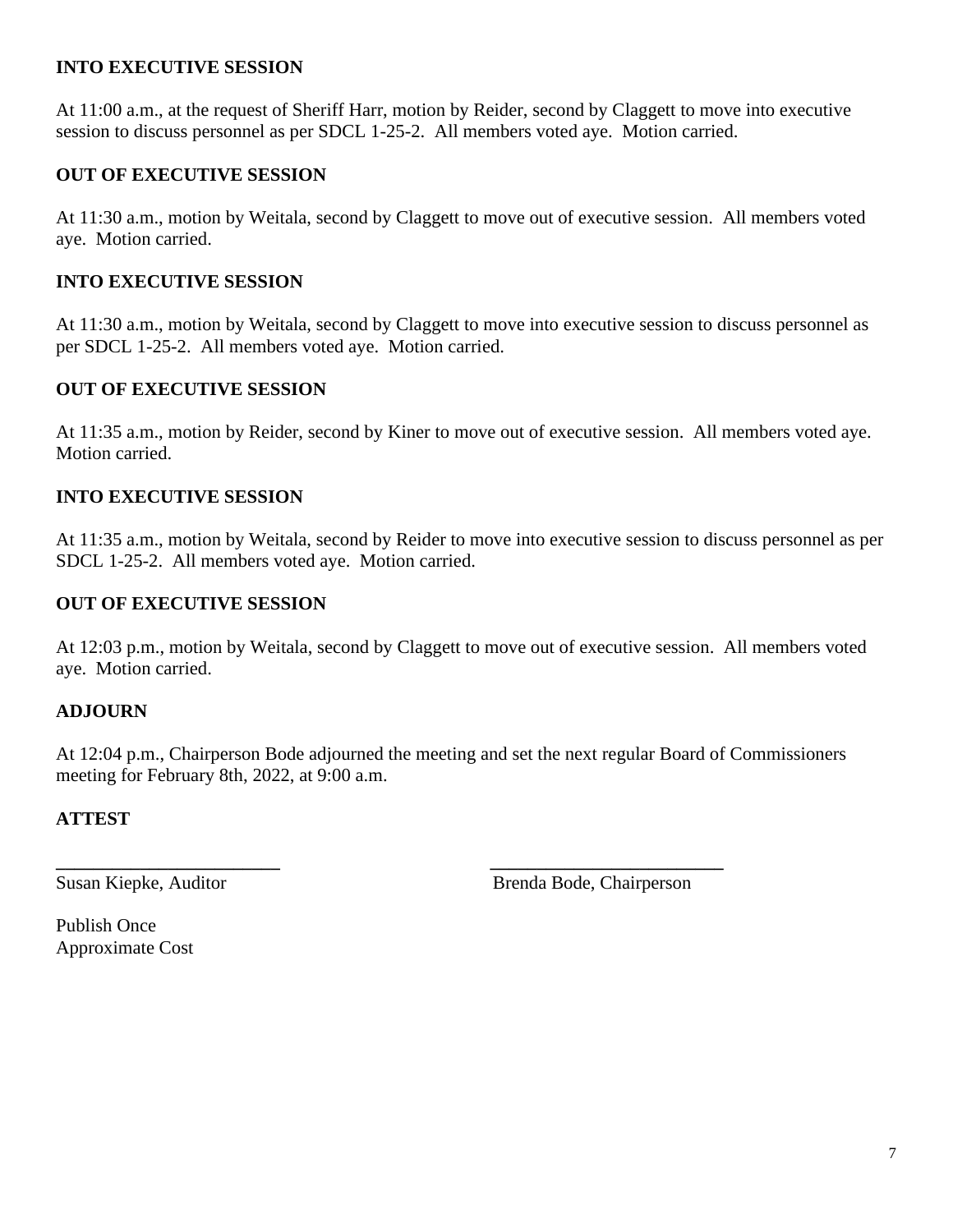**INTO EXECUTIVE SESSION**

At 11:00 a.m., at the request of Sheriff Harr, motion by Reider, second by Claggett to move into executive session to discuss personnel as per SDCL 1-25-2. All members voted aye. Motion carried.

**OUT OF EXECUTIVE SESSION**

At 11:30 a.m., motion by Weitala, second by Claggett to move out of executive session. All members voted aye. Motion carried.

**INTO EXECUTIVE SESSION**

At 11:30 a.m., motion by Weitala, second by Claggett to move into executive session to discuss personnel as per SDCL 1-25-2. All members voted aye. Motion carried.

**OUT OF EXECUTIVE SESSION**

At 11:35 a.m., motion by Reider, second by Kiner to move out of executive session. All members voted aye. Motion carried.

**INTO EXECUTIVE SESSION**

At 11:35 a.m., motion by Weitala, second by Reider to move into executive session to discuss personnel as per SDCL 1-25-2. All members voted aye. Motion carried.

**OUT OF EXECUTIVE SESSION**

At 12:03 p.m., motion by Weitala, second by Claggett to move out of executive session. All members voted aye. Motion carried.

**ADJOURN**

At 12:04 p.m., Chairperson Bode adjourned the meeting and set the next regular Board of Commissioners meeting for February 8th, 2022, at 9:00 a.m.

**ATTEST**

______________________ ______________________

Susan Kiepke, Auditor Brenda Bode, Chairperson

Publish Once
Approximate Cost